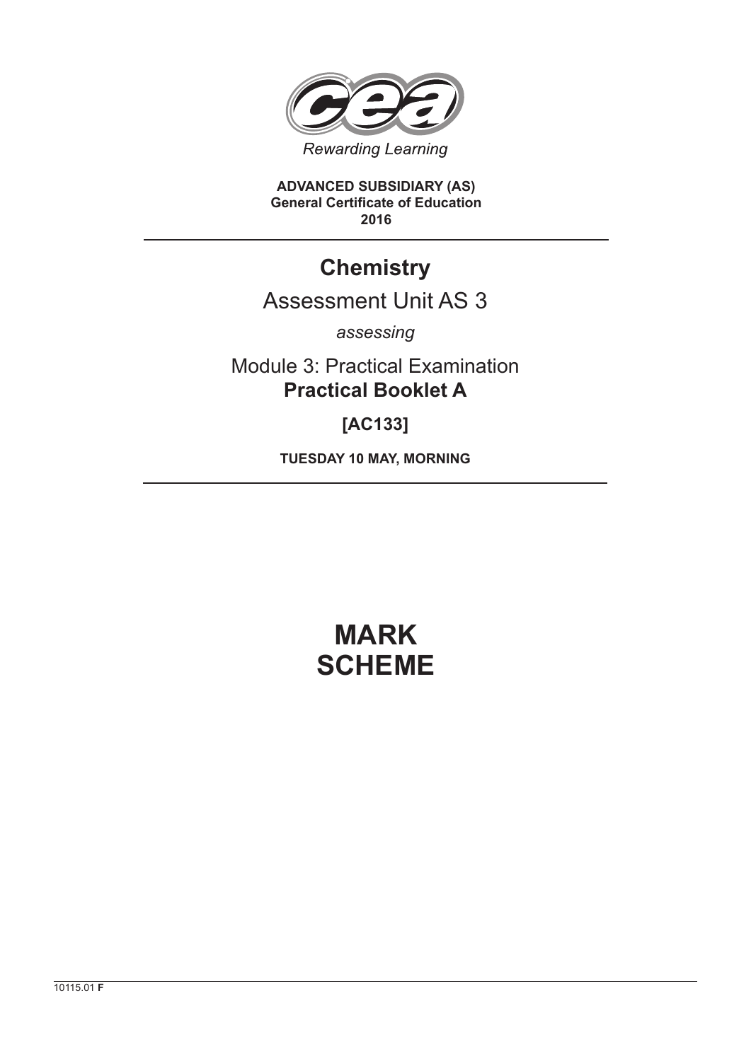Rewarding Learning

**ADVANCED SUBSIDIARY (AS)**
**General Certificate of Education**
**2016**

# Chemistry

## Assessment Unit AS 3

*assessing*

Module 3: Practical Examination
**Practical Booklet A**

**[AC133]**

**TUESDAY 10 MAY, MORNING**

# MARK SCHEME

10115.01 **F**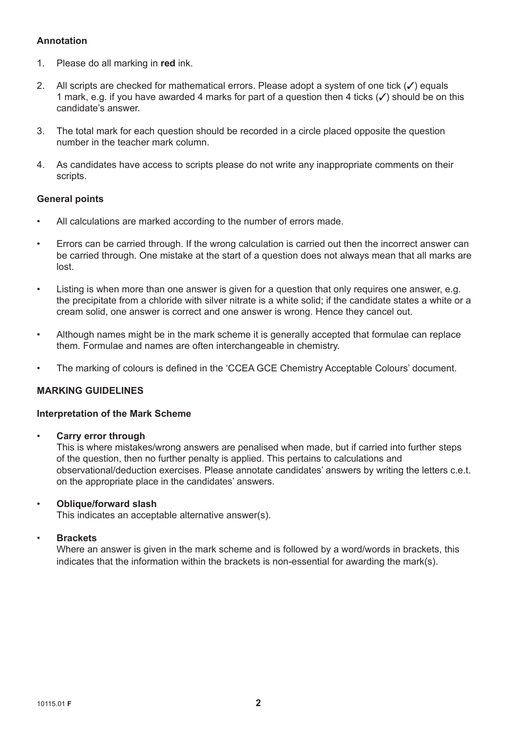**Annotation**

1. Please do all marking in **red** ink.

2. All scripts are checked for mathematical errors. Please adopt a system of one tick (✓) equals 1 mark, e.g. if you have awarded 4 marks for part of a question then 4 ticks (✓) should be on this candidate's answer.

3. The total mark for each question should be recorded in a circle placed opposite the question number in the teacher mark column.

4. As candidates have access to scripts please do not write any inappropriate comments on their scripts.

**General points**

- All calculations are marked according to the number of errors made.
- Errors can be carried through. If the wrong calculation is carried out then the incorrect answer can be carried through. One mistake at the start of a question does not always mean that all marks are lost.
- Listing is when more than one answer is given for a question that only requires one answer, e.g. the precipitate from a chloride with silver nitrate is a white solid; if the candidate states a white or a cream solid, one answer is correct and one answer is wrong. Hence they cancel out.
- Although names might be in the mark scheme it is generally accepted that formulae can replace them. Formulae and names are often interchangeable in chemistry.
- The marking of colours is defined in the 'CCEA GCE Chemistry Acceptable Colours' document.

**MARKING GUIDELINES**

**Interpretation of the Mark Scheme**

- **Carry error through**
  This is where mistakes/wrong answers are penalised when made, but if carried into further steps of the question, then no further penalty is applied. This pertains to calculations and observational/deduction exercises. Please annotate candidates' answers by writing the letters c.e.t. on the appropriate place in the candidates' answers.

- **Oblique/forward slash**
  This indicates an acceptable alternative answer(s).

- **Brackets**
  Where an answer is given in the mark scheme and is followed by a word/words in brackets, this indicates that the information within the brackets is non-essential for awarding the mark(s).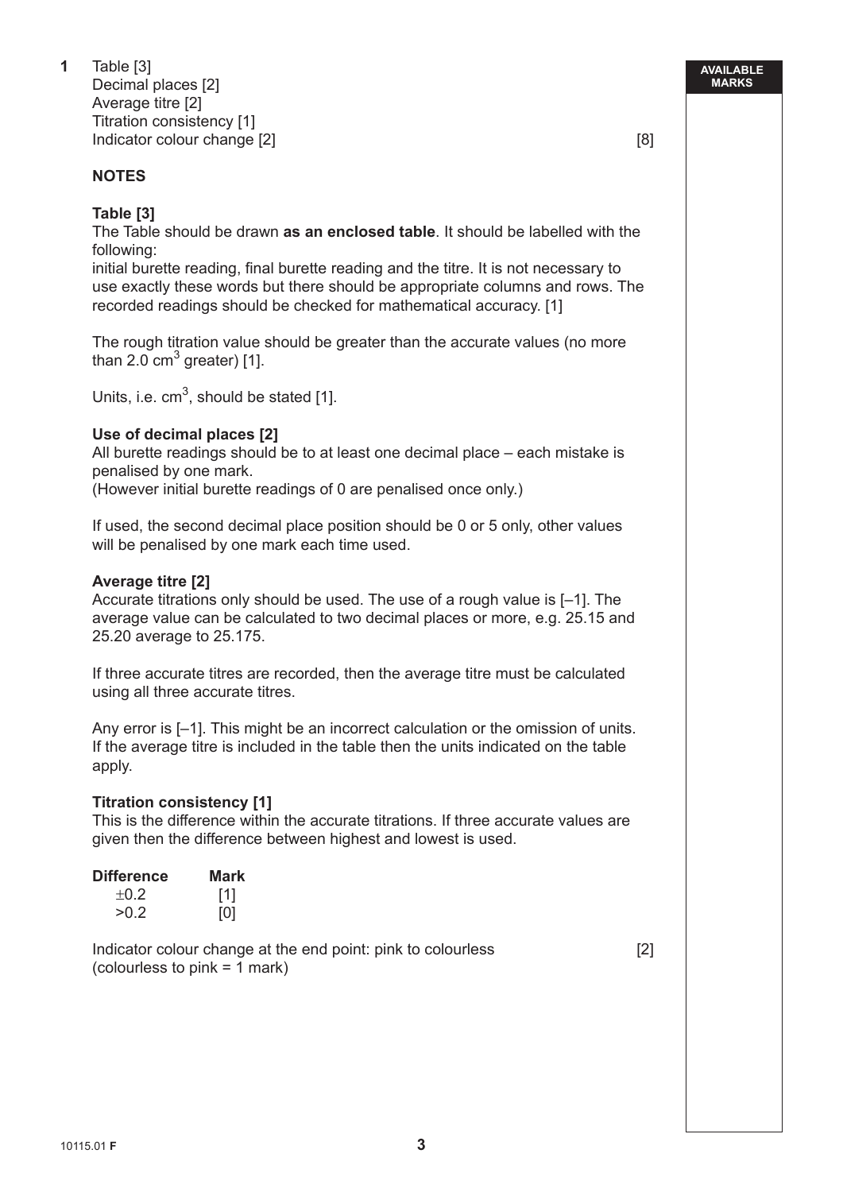**1** Table [3]
Decimal places [2]
Average titre [2]
Titration consistency [1]
Indicator colour change [2] [8]

**NOTES**

**Table [3]**
The Table should be drawn **as an enclosed table**. It should be labelled with the following:
initial burette reading, final burette reading and the titre. It is not necessary to use exactly these words but there should be appropriate columns and rows. The recorded readings should be checked for mathematical accuracy. [1]

The rough titration value should be greater than the accurate values (no more than 2.0 $cm^3$ greater) [1].

Units, i.e. $cm^3$, should be stated [1].

**Use of decimal places [2]**
All burette readings should be to at least one decimal place – each mistake is penalised by one mark.
(However initial burette readings of 0 are penalised once only.)

If used, the second decimal place position should be 0 or 5 only, other values will be penalised by one mark each time used.

**Average titre [2]**
Accurate titrations only should be used. The use of a rough value is [–1]. The average value can be calculated to two decimal places or more, e.g. 25.15 and 25.20 average to 25.175.

If three accurate titres are recorded, then the average titre must be calculated using all three accurate titres.

Any error is [–1]. This might be an incorrect calculation or the omission of units. If the average titre is included in the table then the units indicated on the table apply.

**Titration consistency [1]**
This is the difference within the accurate titrations. If three accurate values are given then the difference between highest and lowest is used.

| Difference | Mark |
|---|---|
| $\pm 0.2$ | [1] |
| $>0.2$ | [0] |

Indicator colour change at the end point: pink to colourless [2]
(colourless to pink = 1 mark)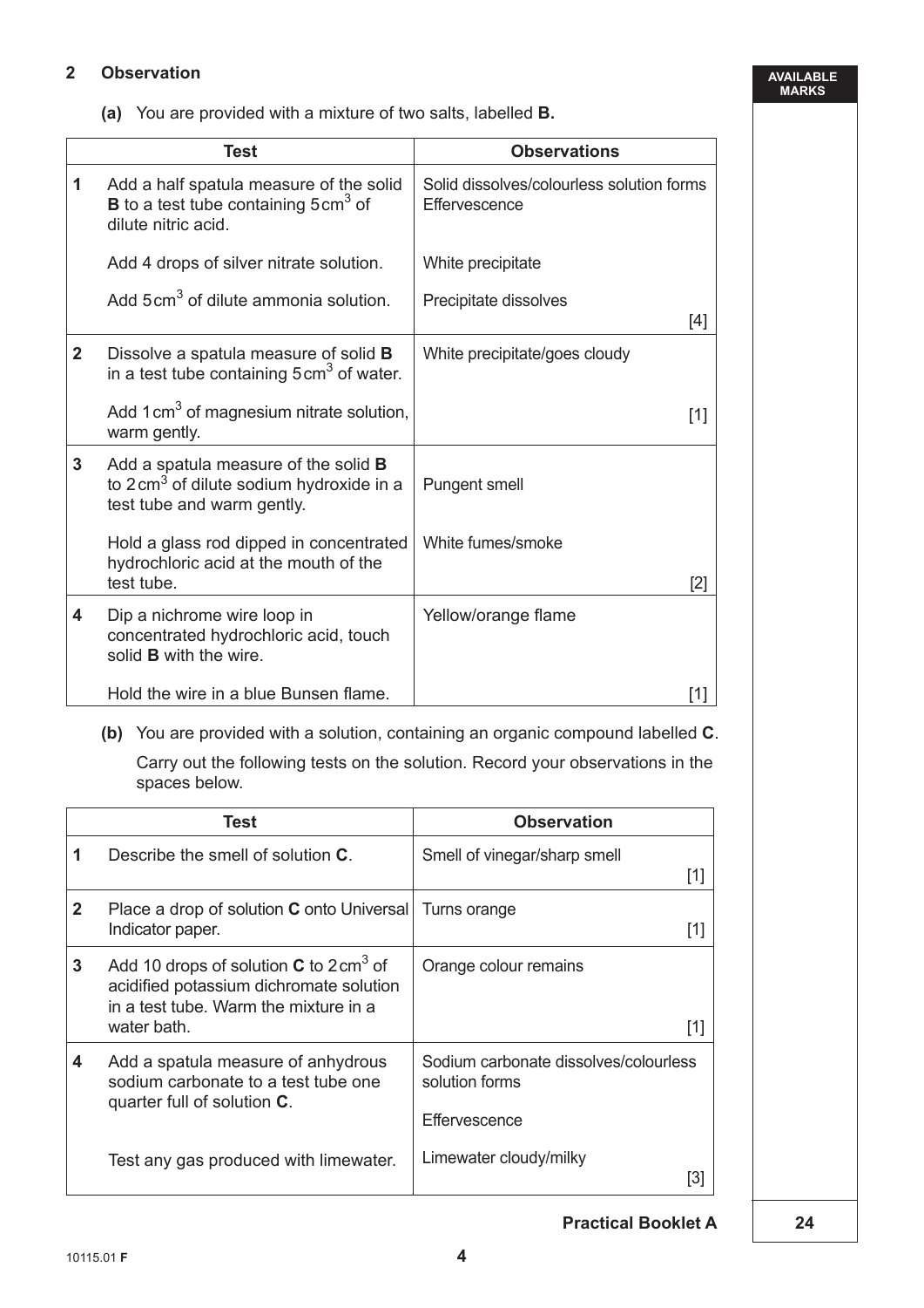## 2 Observation

**(a)** You are provided with a mixture of two salts, labelled **B.**

| | Test | Observations |
|---|---|---|
| **1** | Add a half spatula measure of the solid **B** to a test tube containing $5\,cm^3$ of dilute nitric acid. | Solid dissolves/colourless solution forms Effervescence |
| | Add 4 drops of silver nitrate solution. | White precipitate |
| | Add $5\,cm^3$ of dilute ammonia solution. | Precipitate dissolves [4] |
| **2** | Dissolve a spatula measure of solid **B** in a test tube containing $5\,cm^3$ of water. | White precipitate/goes cloudy |
| | Add $1\,cm^3$ of magnesium nitrate solution, warm gently. | [1] |
| **3** | Add a spatula measure of the solid **B** to $2\,cm^3$ of dilute sodium hydroxide in a test tube and warm gently. | Pungent smell |
| | Hold a glass rod dipped in concentrated hydrochloric acid at the mouth of the test tube. | White fumes/smoke [2] |
| **4** | Dip a nichrome wire loop in concentrated hydrochloric acid, touch solid **B** with the wire. | Yellow/orange flame |
| | Hold the wire in a blue Bunsen flame. | [1] |

**(b)** You are provided with a solution, containing an organic compound labelled **C**.

Carry out the following tests on the solution. Record your observations in the spaces below.

| | Test | Observation |
|---|---|---|
| **1** | Describe the smell of solution **C**. | Smell of vinegar/sharp smell [1] |
| **2** | Place a drop of solution **C** onto Universal Indicator paper. | Turns orange [1] |
| **3** | Add 10 drops of solution **C** to $2\,cm^3$ of acidified potassium dichromate solution in a test tube. Warm the mixture in a water bath. | Orange colour remains [1] |
| **4** | Add a spatula measure of anhydrous sodium carbonate to a test tube one quarter full of solution **C**. | Sodium carbonate dissolves/colourless solution forms<br>Effervescence |
| | Test any gas produced with limewater. | Limewater cloudy/milky [3] |

**Practical Booklet A** 24